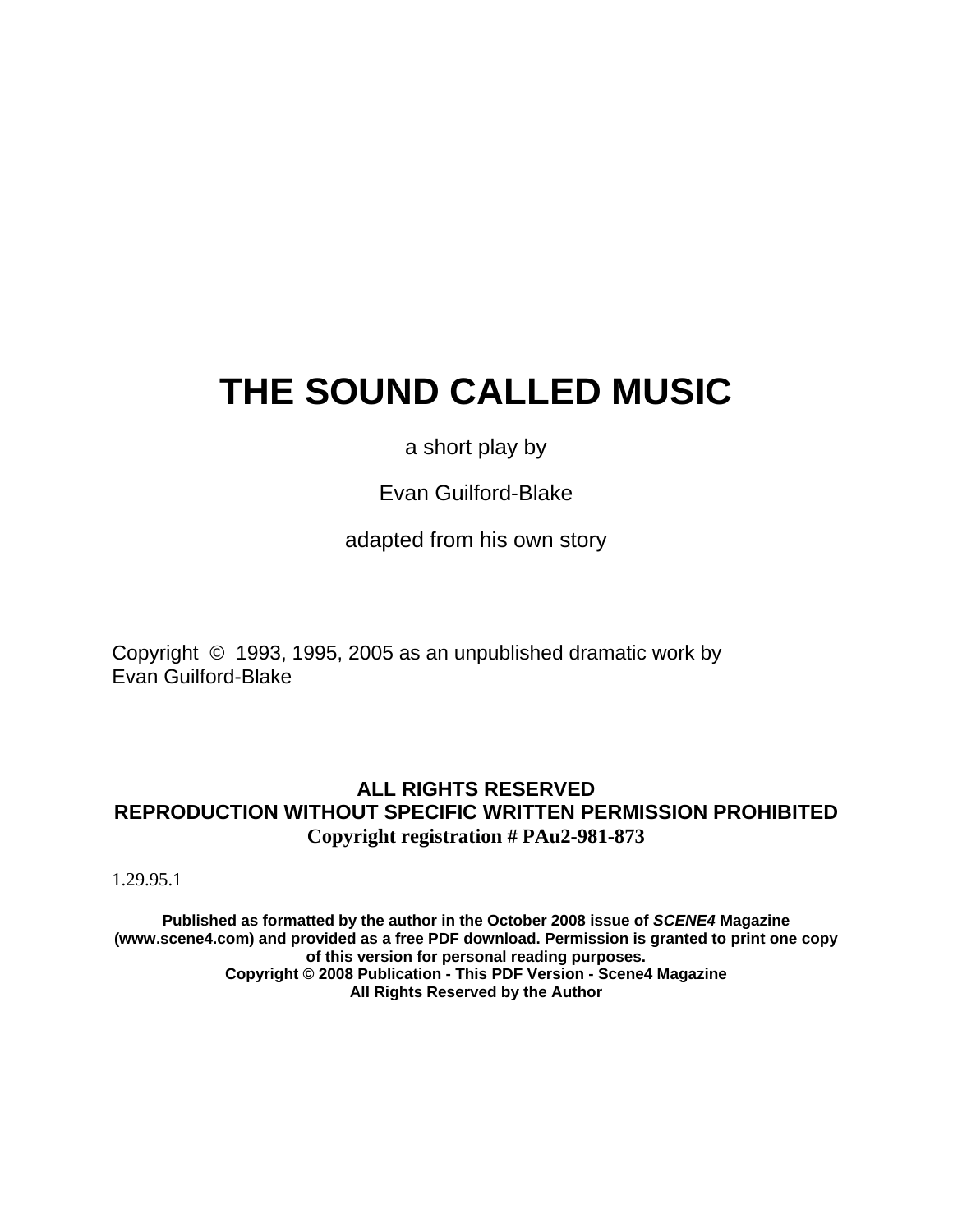# THE SOUND CALLED MUSIC

a short play by

Evan Guilford-Blake

adapted from his own story

Copyright © 1993, 1995, 2005 as an unpublished dramatic work by
Evan Guilford-Blake

**ALL RIGHTS RESERVED**
**REPRODUCTION WITHOUT SPECIFIC WRITTEN PERMISSION PROHIBITED**
**Copyright registration # PAu2-981-873**

1.29.95.1

**Published as formatted by the author in the October 2008 issue of *SCENE4* Magazine (www.scene4.com) and provided as a free PDF download. Permission is granted to print one copy of this version for personal reading purposes.**
**Copyright © 2008 Publication - This PDF Version - Scene4 Magazine**
**All Rights Reserved by the Author**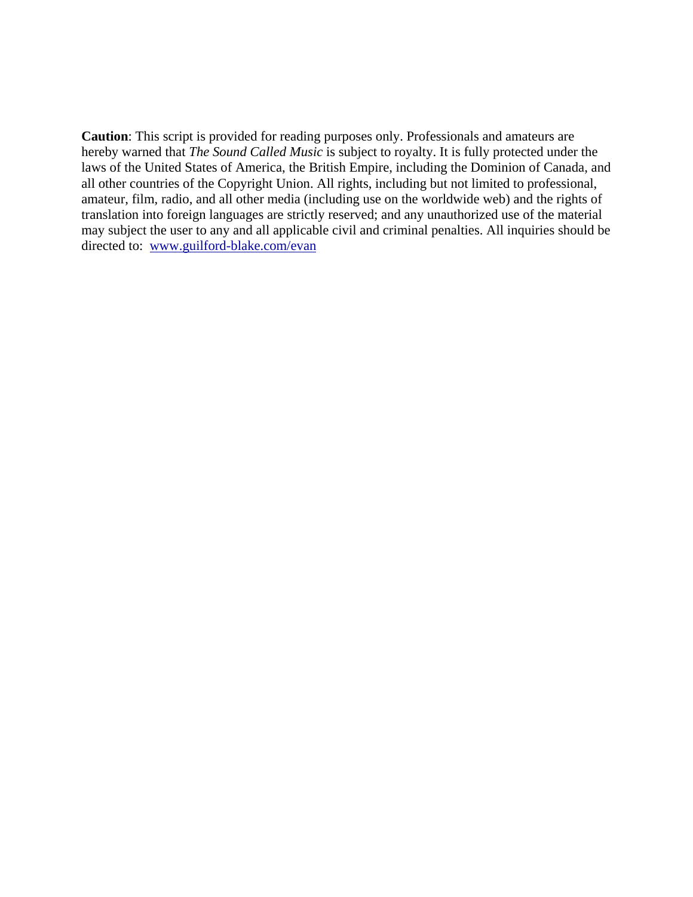**Caution**: This script is provided for reading purposes only. Professionals and amateurs are hereby warned that *The Sound Called Music* is subject to royalty. It is fully protected under the laws of the United States of America, the British Empire, including the Dominion of Canada, and all other countries of the Copyright Union. All rights, including but not limited to professional, amateur, film, radio, and all other media (including use on the worldwide web) and the rights of translation into foreign languages are strictly reserved; and any unauthorized use of the material may subject the user to any and all applicable civil and criminal penalties. All inquiries should be directed to: [www.guilford-blake.com/evan](www.guilford-blake.com/evan)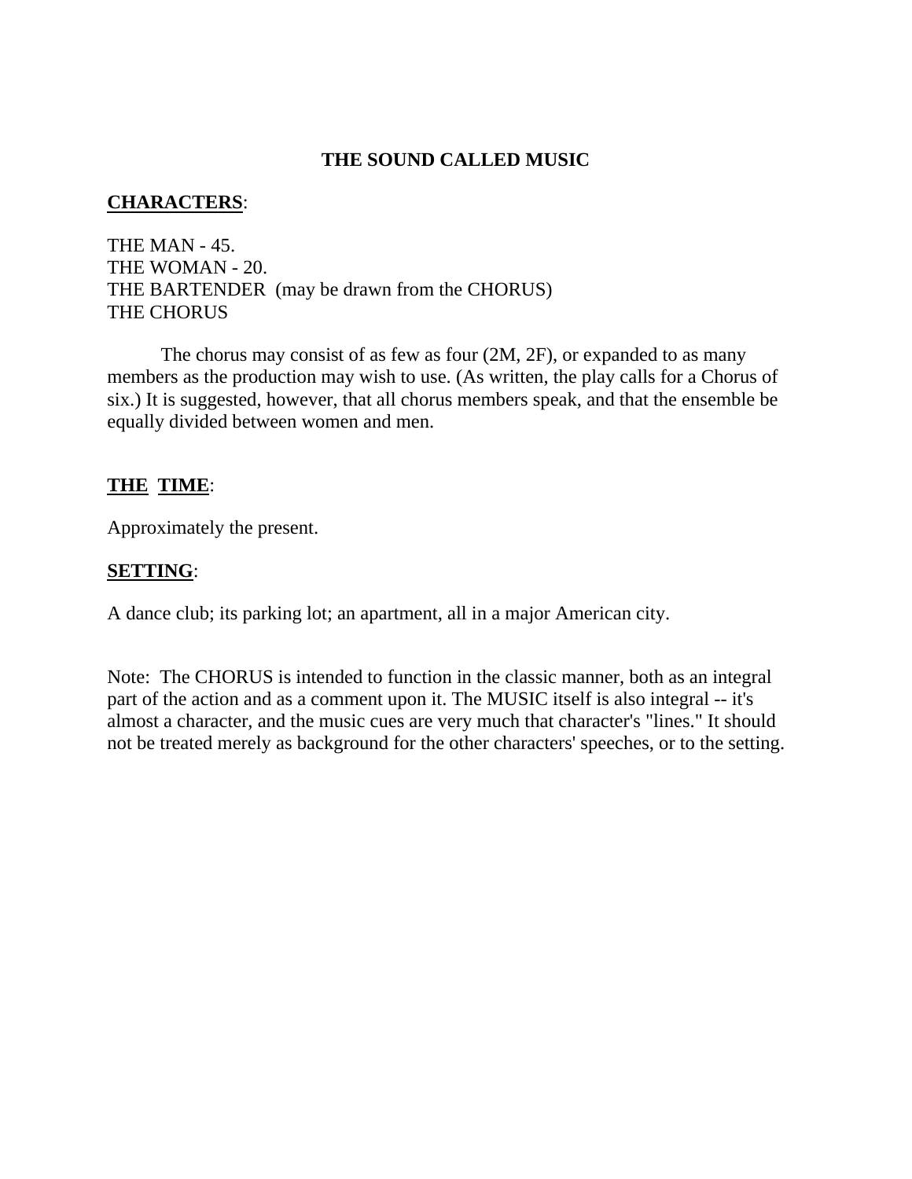# THE SOUND CALLED MUSIC

**CHARACTERS**:

THE MAN - 45.
THE WOMAN - 20.
THE BARTENDER (may be drawn from the CHORUS)
THE CHORUS

The chorus may consist of as few as four (2M, 2F), or expanded to as many members as the production may wish to use. (As written, the play calls for a Chorus of six.) It is suggested, however, that all chorus members speak, and that the ensemble be equally divided between women and men.

**THE TIME**:

Approximately the present.

**SETTING**:

A dance club; its parking lot; an apartment, all in a major American city.

Note: The CHORUS is intended to function in the classic manner, both as an integral part of the action and as a comment upon it. The MUSIC itself is also integral -- it's almost a character, and the music cues are very much that character's "lines." It should not be treated merely as background for the other characters' speeches, or to the setting.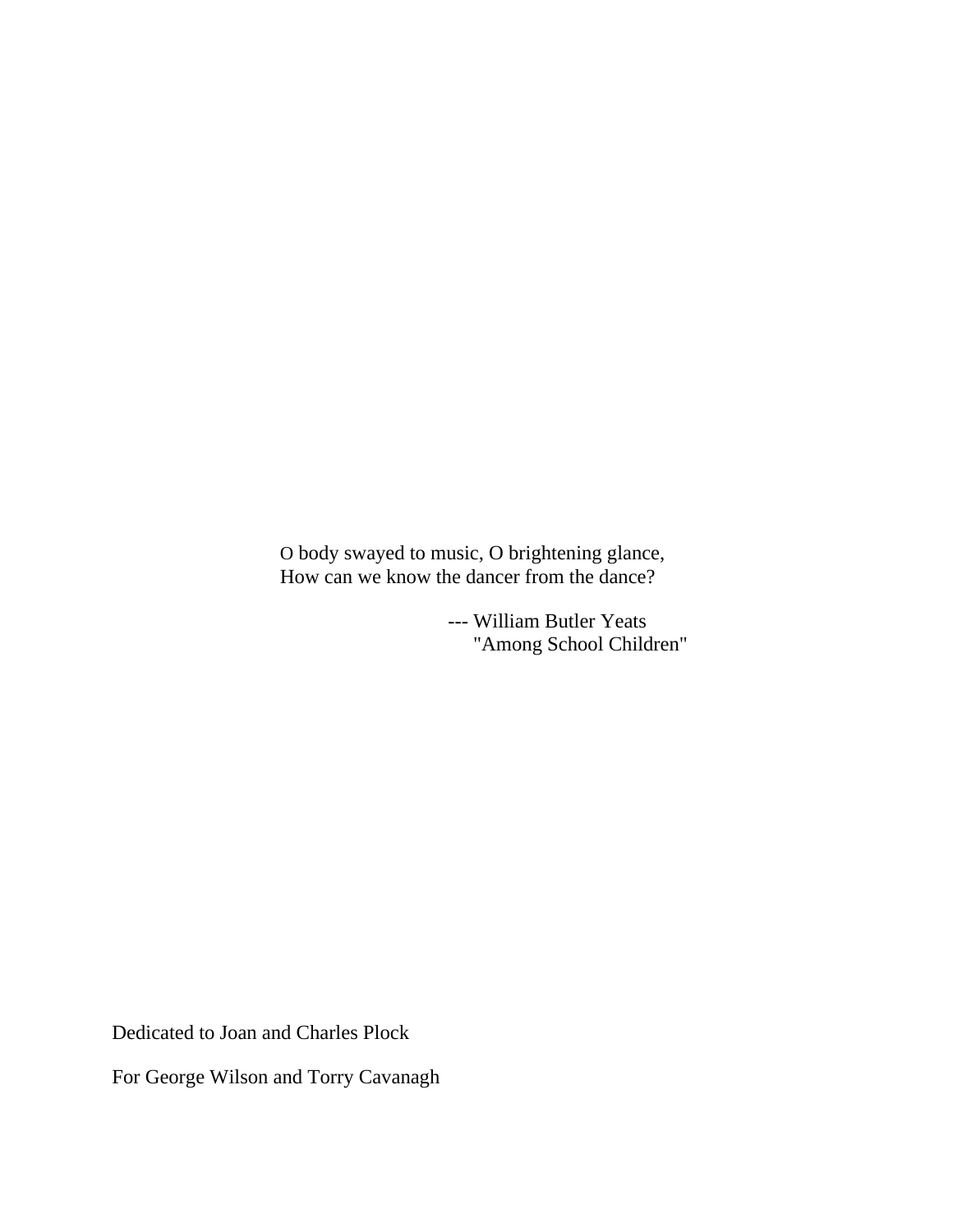O body swayed to music, O brightening glance,
How can we know the dancer from the dance?

--- William Butler Yeats
"Among School Children"

Dedicated to Joan and Charles Plock

For George Wilson and Torry Cavanagh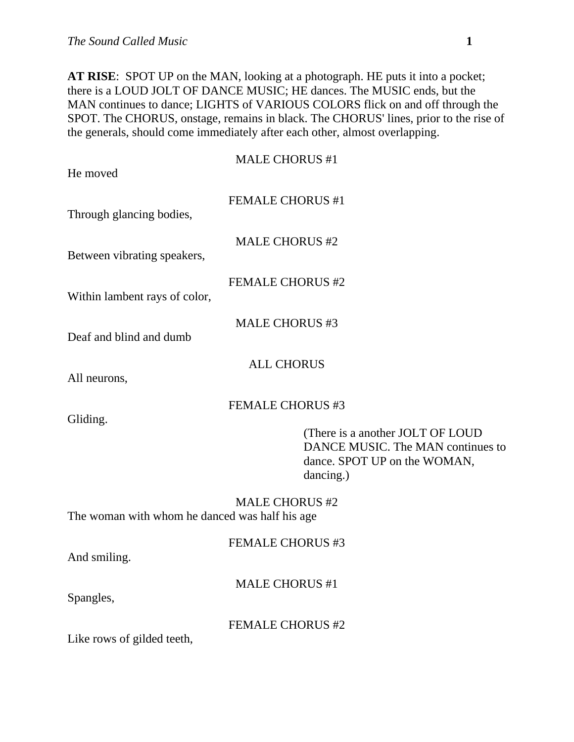**AT RISE**: SPOT UP on the MAN, looking at a photograph. HE puts it into a pocket; there is a LOUD JOLT OF DANCE MUSIC; HE dances. The MUSIC ends, but the MAN continues to dance; LIGHTS of VARIOUS COLORS flick on and off through the SPOT. The CHORUS, onstage, remains in black. The CHORUS' lines, prior to the rise of the generals, should come immediately after each other, almost overlapping.

MALE CHORUS #1

He moved

FEMALE CHORUS #1

Through glancing bodies,

MALE CHORUS #2

Between vibrating speakers,

FEMALE CHORUS #2

Within lambent rays of color,

MALE CHORUS #3

Deaf and blind and dumb

ALL CHORUS

All neurons,

FEMALE CHORUS #3

Gliding.

(There is a another JOLT OF LOUD DANCE MUSIC. The MAN continues to dance. SPOT UP on the WOMAN, dancing.)

MALE CHORUS #2

The woman with whom he danced was half his age

FEMALE CHORUS #3

And smiling.

MALE CHORUS #1

Spangles,

FEMALE CHORUS #2

Like rows of gilded teeth,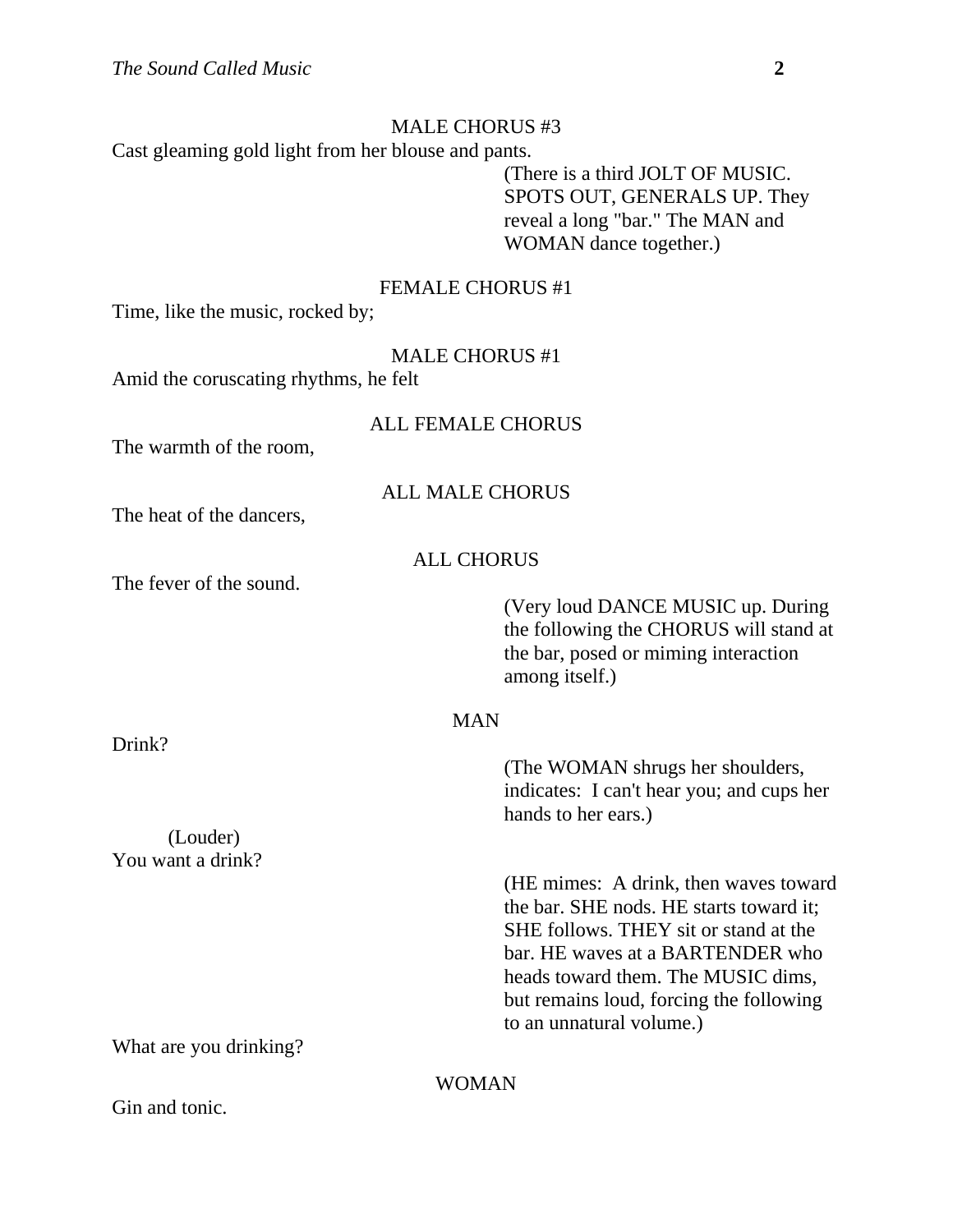MALE CHORUS #3

Cast gleaming gold light from her blouse and pants.

(There is a third JOLT OF MUSIC. SPOTS OUT, GENERALS UP. They reveal a long "bar." The MAN and WOMAN dance together.)

FEMALE CHORUS #1

Time, like the music, rocked by;

MALE CHORUS #1

Amid the coruscating rhythms, he felt

ALL FEMALE CHORUS

The warmth of the room,

ALL MALE CHORUS

The heat of the dancers,

ALL CHORUS

The fever of the sound.

(Very loud DANCE MUSIC up. During the following the CHORUS will stand at the bar, posed or miming interaction among itself.)

MAN

Drink?

(The WOMAN shrugs her shoulders, indicates: I can't hear you; and cups her hands to her ears.)

(Louder)

You want a drink?

(HE mimes: A drink, then waves toward the bar. SHE nods. HE starts toward it; SHE follows. THEY sit or stand at the bar. HE waves at a BARTENDER who heads toward them. The MUSIC dims, but remains loud, forcing the following to an unnatural volume.)

What are you drinking?

WOMAN

Gin and tonic.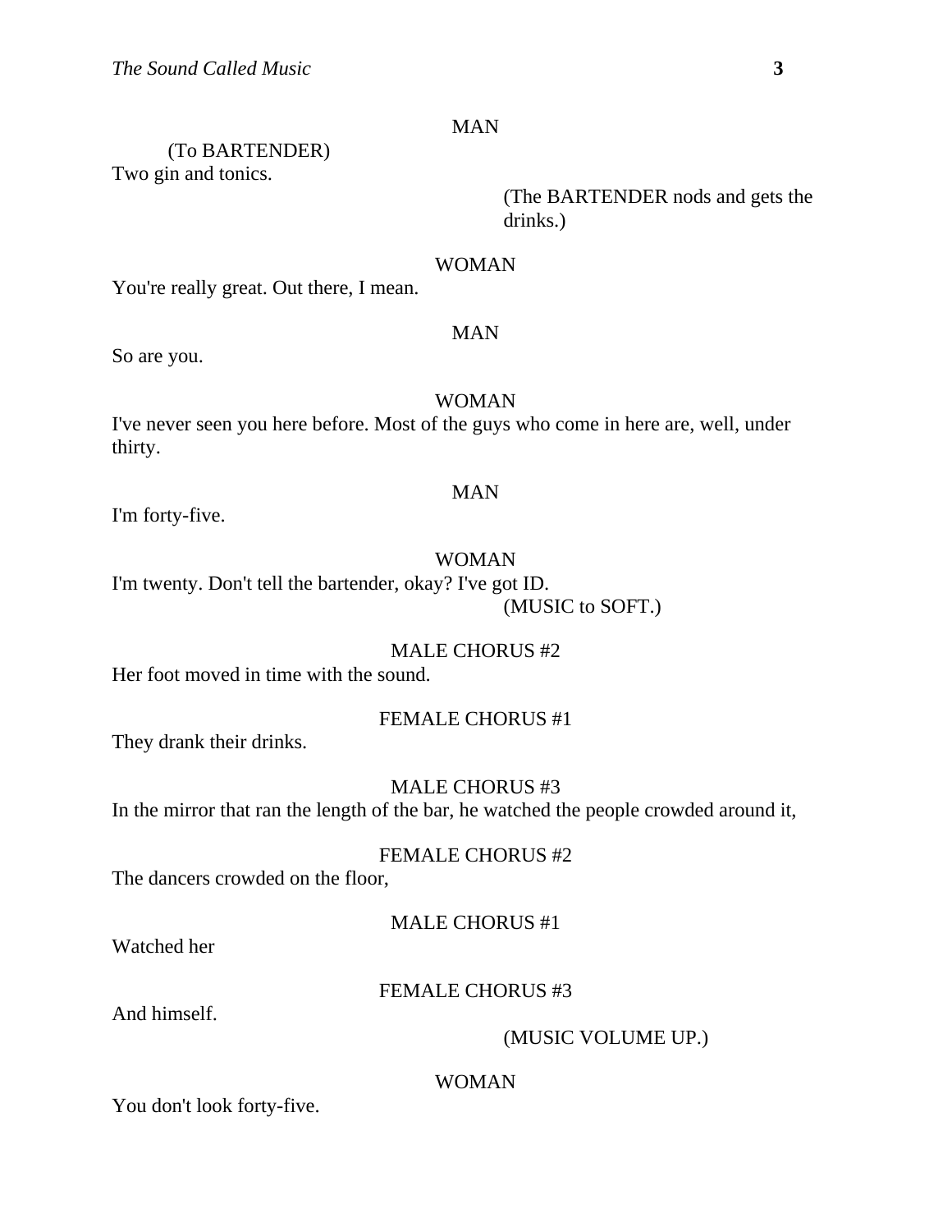MAN

(To BARTENDER)

Two gin and tonics.

(The BARTENDER nods and gets the drinks.)

WOMAN

You're really great. Out there, I mean.

MAN

So are you.

WOMAN

I've never seen you here before. Most of the guys who come in here are, well, under thirty.

MAN

I'm forty-five.

WOMAN

I'm twenty. Don't tell the bartender, okay? I've got ID.

(MUSIC to SOFT.)

MALE CHORUS #2

Her foot moved in time with the sound.

FEMALE CHORUS #1

They drank their drinks.

MALE CHORUS #3

In the mirror that ran the length of the bar, he watched the people crowded around it,

FEMALE CHORUS #2

The dancers crowded on the floor,

MALE CHORUS #1

Watched her

FEMALE CHORUS #3

And himself.

(MUSIC VOLUME UP.)

WOMAN

You don't look forty-five.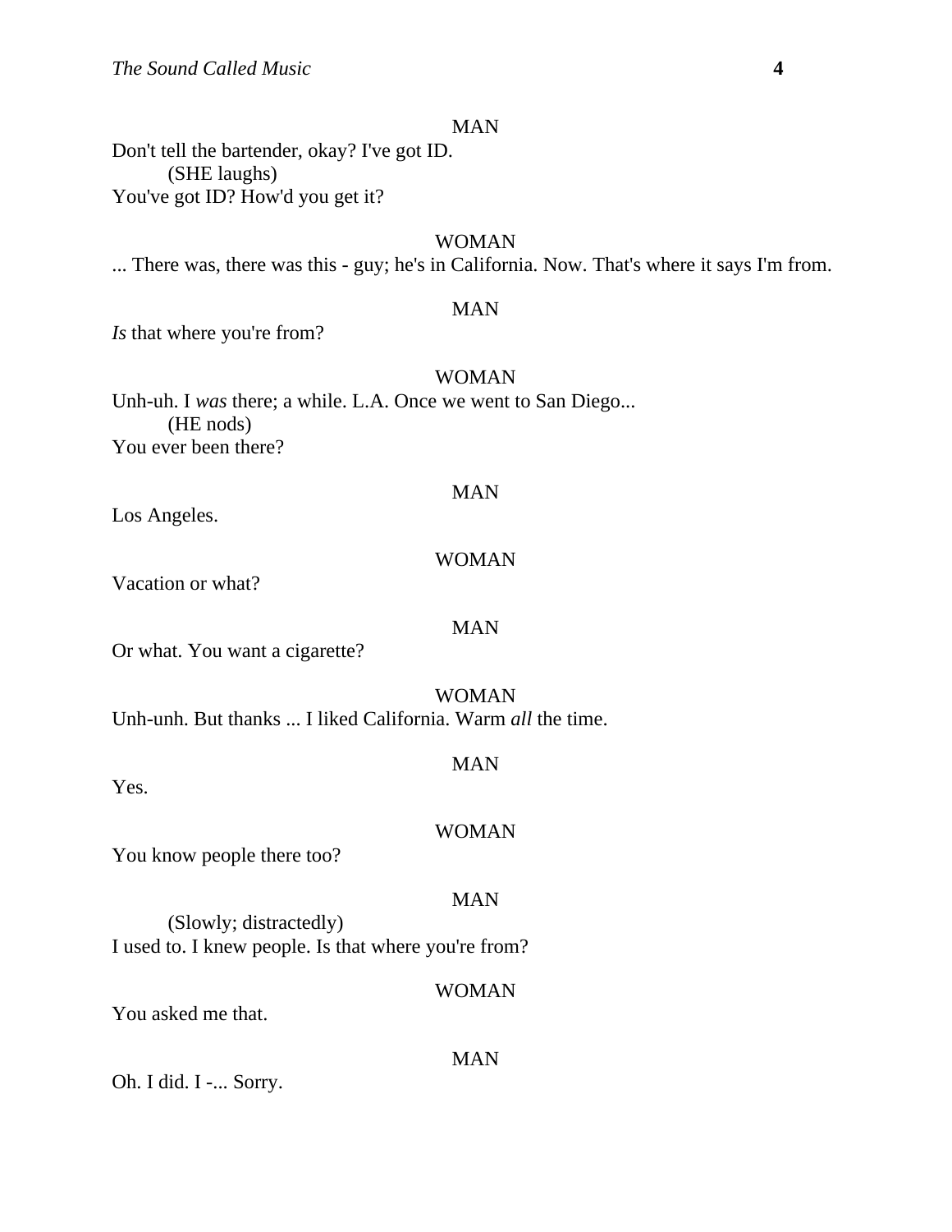MAN

Don't tell the bartender, okay? I've got ID.

(SHE laughs)

You've got ID? How'd you get it?

WOMAN

... There was, there was this - guy; he's in California. Now. That's where it says I'm from.

MAN

*Is* that where you're from?

WOMAN

Unh-uh. I *was* there; a while. L.A. Once we went to San Diego...

(HE nods)

You ever been there?

MAN

Los Angeles.

WOMAN

Vacation or what?

MAN

Or what. You want a cigarette?

WOMAN

Unh-unh. But thanks ... I liked California. Warm *all* the time.

MAN

Yes.

WOMAN

You know people there too?

MAN

(Slowly; distractedly)

I used to. I knew people. Is that where you're from?

WOMAN

You asked me that.

MAN

Oh. I did. I -... Sorry.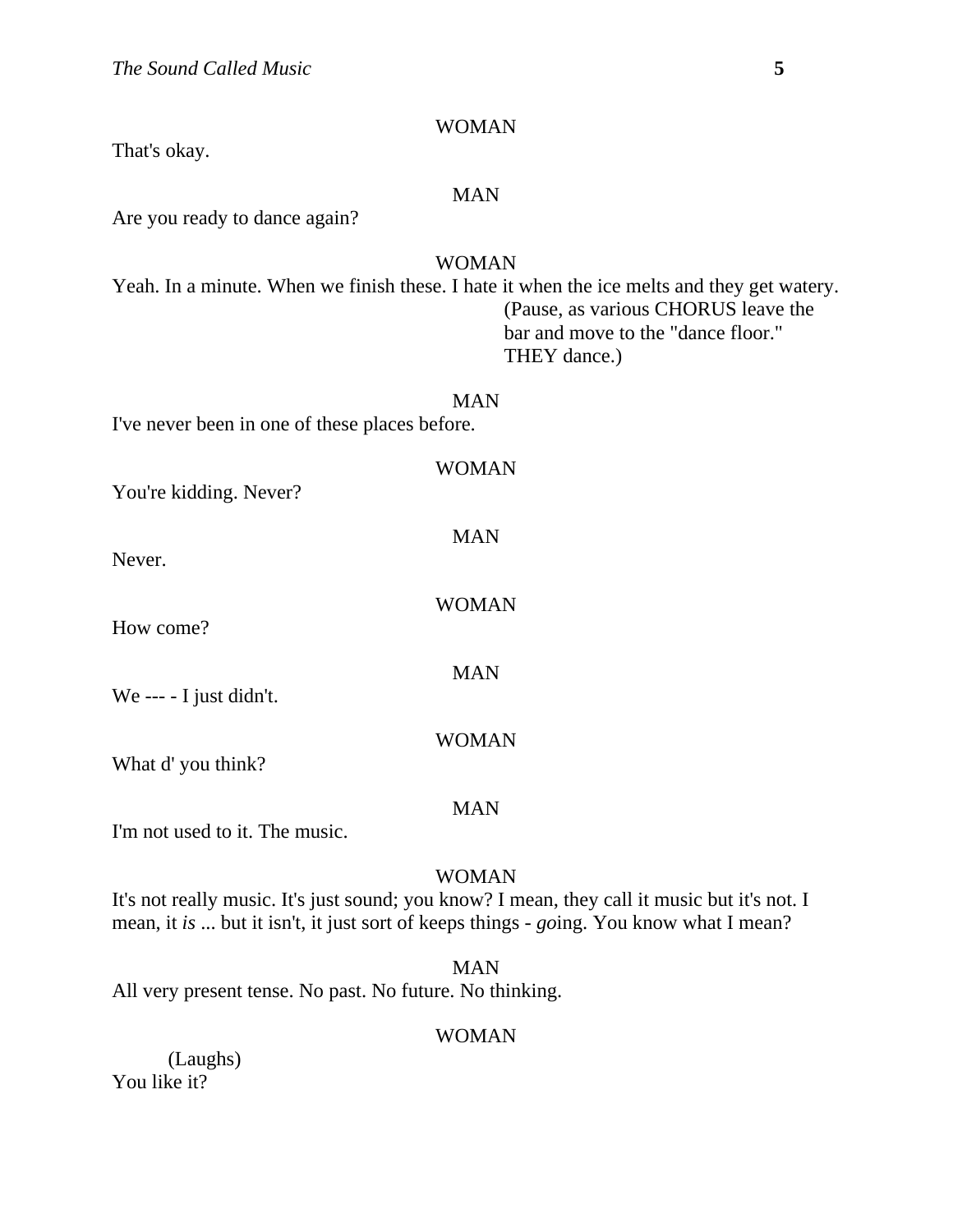WOMAN

That's okay.

MAN

Are you ready to dance again?

WOMAN

Yeah. In a minute. When we finish these. I hate it when the ice melts and they get watery.

(Pause, as various CHORUS leave the bar and move to the "dance floor." THEY dance.)

MAN

I've never been in one of these places before.

WOMAN

You're kidding. Never?

MAN

Never.

WOMAN

How come?

MAN

We --- - I just didn't.

WOMAN

What d' you think?

MAN

I'm not used to it. The music.

WOMAN

It's not really music. It's just sound; you know? I mean, they call it music but it's not. I mean, it *is* ... but it isn't, it just sort of keeps things - *go*ing. You know what I mean?

MAN

All very present tense. No past. No future. No thinking.

WOMAN

(Laughs)

You like it?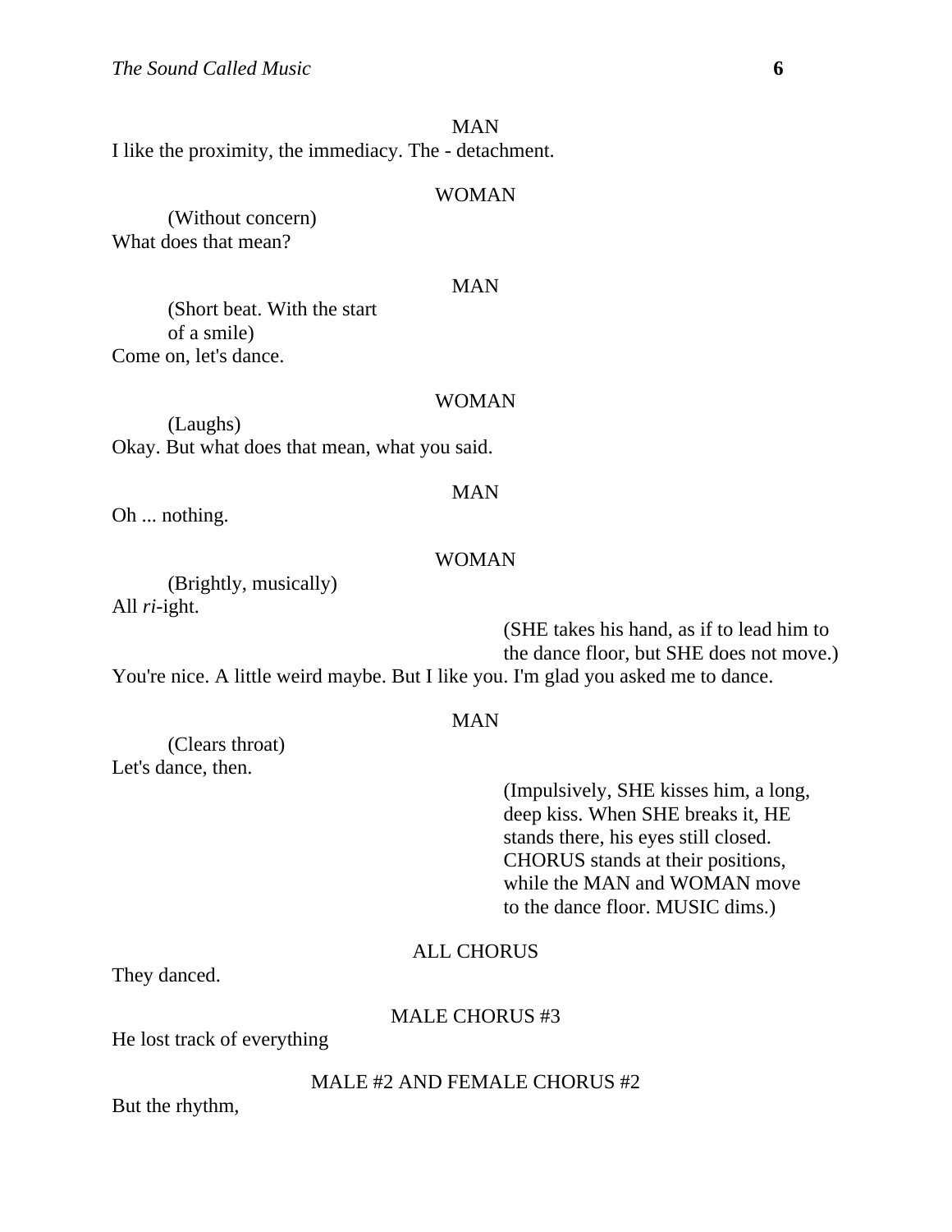MAN

I like the proximity, the immediacy. The - detachment.

WOMAN

(Without concern)

What does that mean?

MAN

(Short beat. With the start of a smile)

Come on, let's dance.

WOMAN

(Laughs)

Okay. But what does that mean, what you said.

MAN

Oh ... nothing.

WOMAN

(Brightly, musically)

All *ri*-ight.

(SHE takes his hand, as if to lead him to the dance floor, but SHE does not move.)

You're nice. A little weird maybe. But I like you. I'm glad you asked me to dance.

MAN

(Clears throat)

Let's dance, then.

(Impulsively, SHE kisses him, a long, deep kiss. When SHE breaks it, HE stands there, his eyes still closed. CHORUS stands at their positions, while the MAN and WOMAN move to the dance floor. MUSIC dims.)

ALL CHORUS

They danced.

MALE CHORUS #3

He lost track of everything

MALE #2 AND FEMALE CHORUS #2

But the rhythm,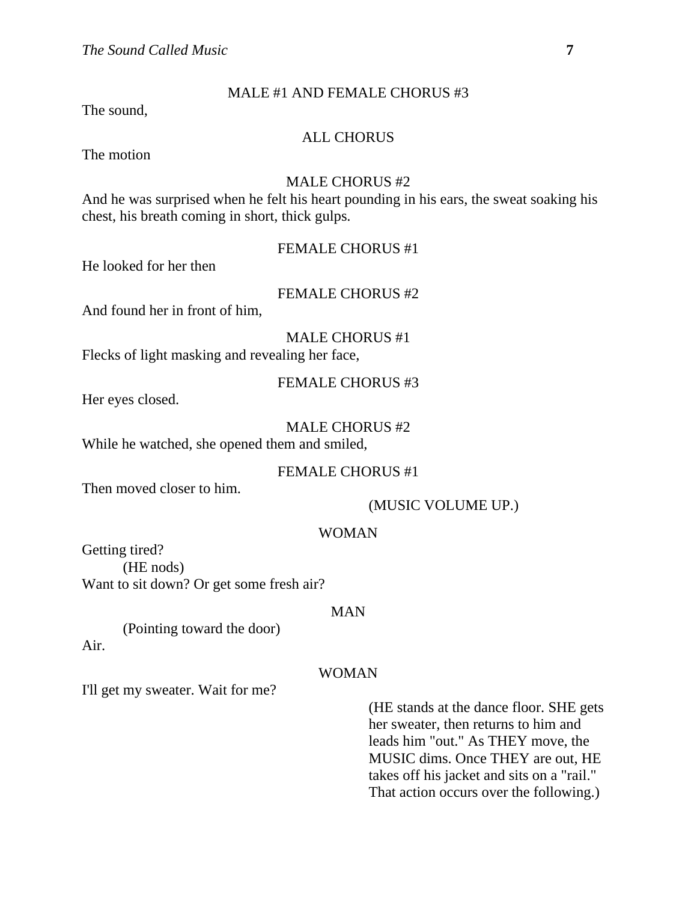MALE #1 AND FEMALE CHORUS #3

The sound,

ALL CHORUS

The motion

MALE CHORUS #2

And he was surprised when he felt his heart pounding in his ears, the sweat soaking his chest, his breath coming in short, thick gulps.

FEMALE CHORUS #1

He looked for her then

FEMALE CHORUS #2

And found her in front of him,

MALE CHORUS #1

Flecks of light masking and revealing her face,

FEMALE CHORUS #3

Her eyes closed.

MALE CHORUS #2

While he watched, she opened them and smiled,

FEMALE CHORUS #1

Then moved closer to him.

(MUSIC VOLUME UP.)

WOMAN

Getting tired?

(HE nods)

Want to sit down? Or get some fresh air?

MAN

(Pointing toward the door)

Air.

WOMAN

I'll get my sweater. Wait for me?

(HE stands at the dance floor. SHE gets her sweater, then returns to him and leads him "out." As THEY move, the MUSIC dims. Once THEY are out, HE takes off his jacket and sits on a "rail." That action occurs over the following.)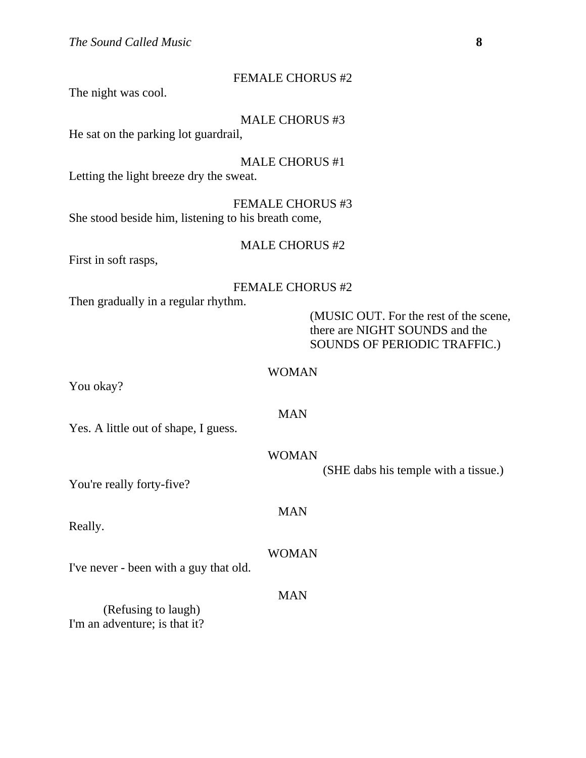FEMALE CHORUS #2

The night was cool.

MALE CHORUS #3

He sat on the parking lot guardrail,

MALE CHORUS #1

Letting the light breeze dry the sweat.

FEMALE CHORUS #3

She stood beside him, listening to his breath come,

MALE CHORUS #2

First in soft rasps,

FEMALE CHORUS #2

Then gradually in a regular rhythm.

(MUSIC OUT. For the rest of the scene, there are NIGHT SOUNDS and the SOUNDS OF PERIODIC TRAFFIC.)

WOMAN

You okay?

MAN

Yes. A little out of shape, I guess.

WOMAN

(SHE dabs his temple with a tissue.)

You're really forty-five?

MAN

Really.

WOMAN

I've never - been with a guy that old.

MAN

(Refusing to laugh)

I'm an adventure; is that it?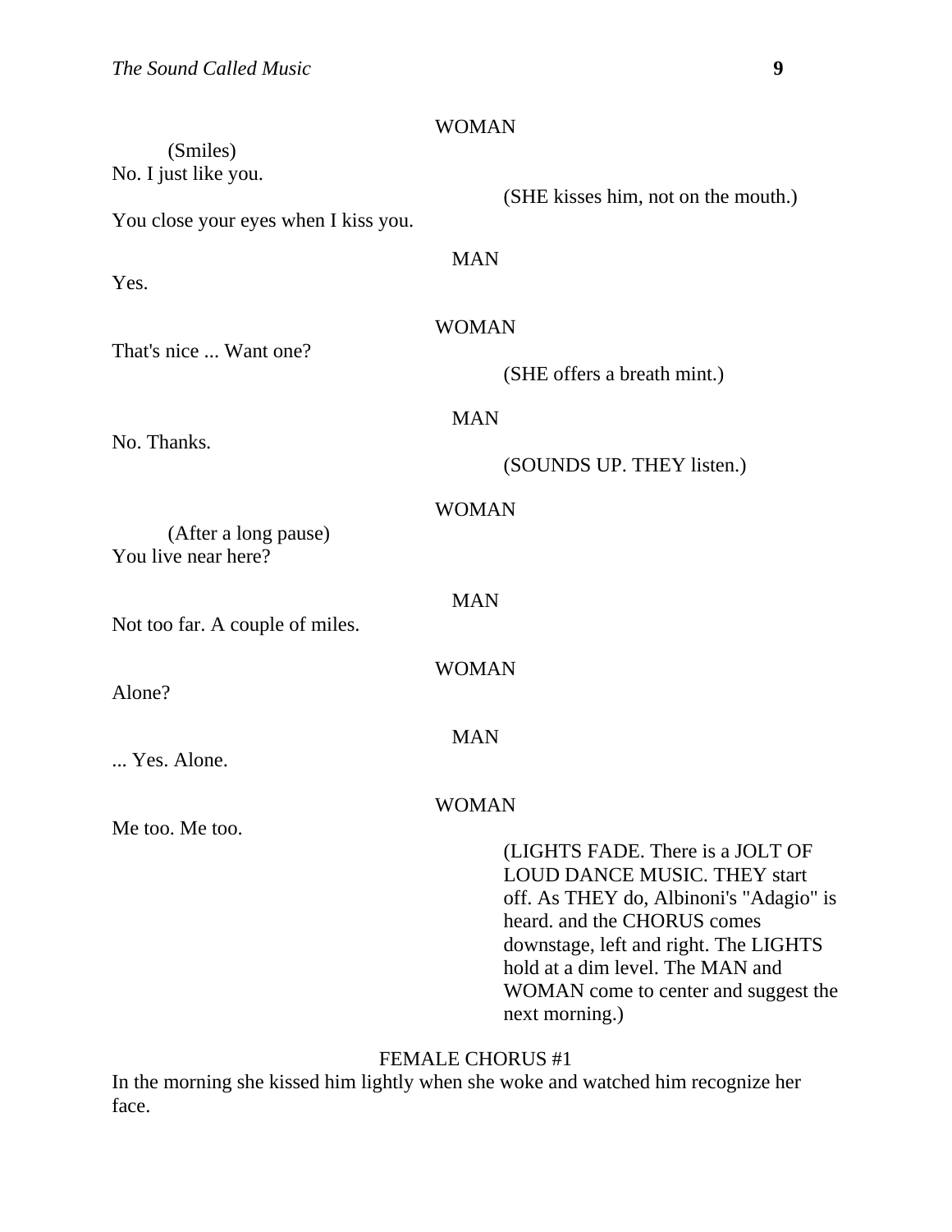WOMAN

(Smiles)
No. I just like you.

(SHE kisses him, not on the mouth.)

You close your eyes when I kiss you.

MAN

Yes.

WOMAN

That's nice ... Want one?

(SHE offers a breath mint.)

MAN

No. Thanks.

(SOUNDS UP. THEY listen.)

WOMAN

(After a long pause)
You live near here?

MAN

Not too far. A couple of miles.

WOMAN

Alone?

MAN

... Yes. Alone.

WOMAN

Me too. Me too.

(LIGHTS FADE. There is a JOLT OF LOUD DANCE MUSIC. THEY start off. As THEY do, Albinoni's "Adagio" is heard. and the CHORUS comes downstage, left and right. The LIGHTS hold at a dim level. The MAN and WOMAN come to center and suggest the next morning.)

FEMALE CHORUS #1

In the morning she kissed him lightly when she woke and watched him recognize her face.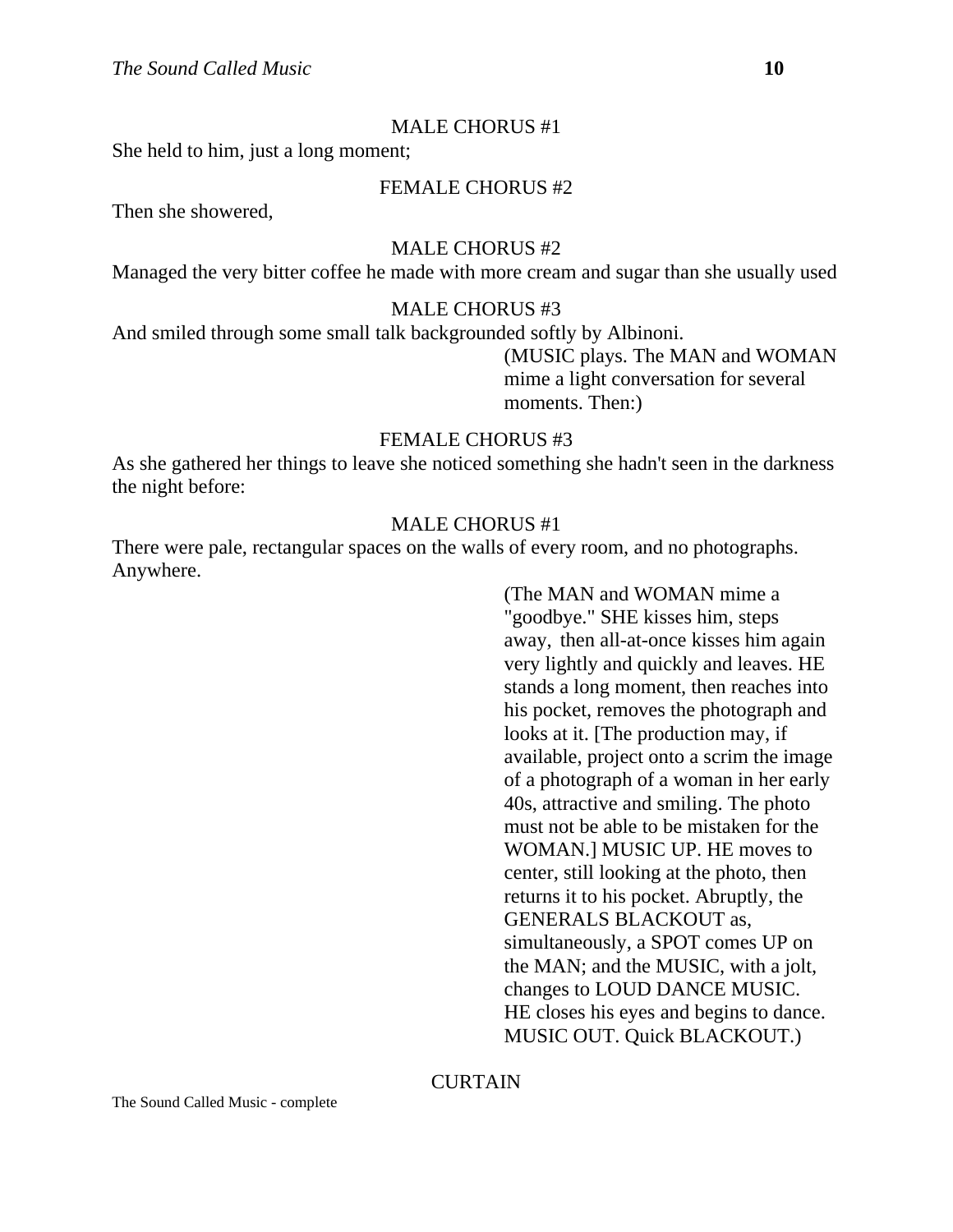MALE CHORUS #1

She held to him, just a long moment;

FEMALE CHORUS #2

Then she showered,

MALE CHORUS #2

Managed the very bitter coffee he made with more cream and sugar than she usually used

MALE CHORUS #3

And smiled through some small talk backgrounded softly by Albinoni.

(MUSIC plays. The MAN and WOMAN mime a light conversation for several moments. Then:)

FEMALE CHORUS #3

As she gathered her things to leave she noticed something she hadn't seen in the darkness the night before:

MALE CHORUS #1

There were pale, rectangular spaces on the walls of every room, and no photographs. Anywhere.

(The MAN and WOMAN mime a "goodbye." SHE kisses him, steps away, then all-at-once kisses him again very lightly and quickly and leaves. HE stands a long moment, then reaches into his pocket, removes the photograph and looks at it. [The production may, if available, project onto a scrim the image of a photograph of a woman in her early 40s, attractive and smiling. The photo must not be able to be mistaken for the WOMAN.] MUSIC UP. HE moves to center, still looking at the photo, then returns it to his pocket. Abruptly, the GENERALS BLACKOUT as, simultaneously, a SPOT comes UP on the MAN; and the MUSIC, with a jolt, changes to LOUD DANCE MUSIC. HE closes his eyes and begins to dance. MUSIC OUT. Quick BLACKOUT.)

CURTAIN